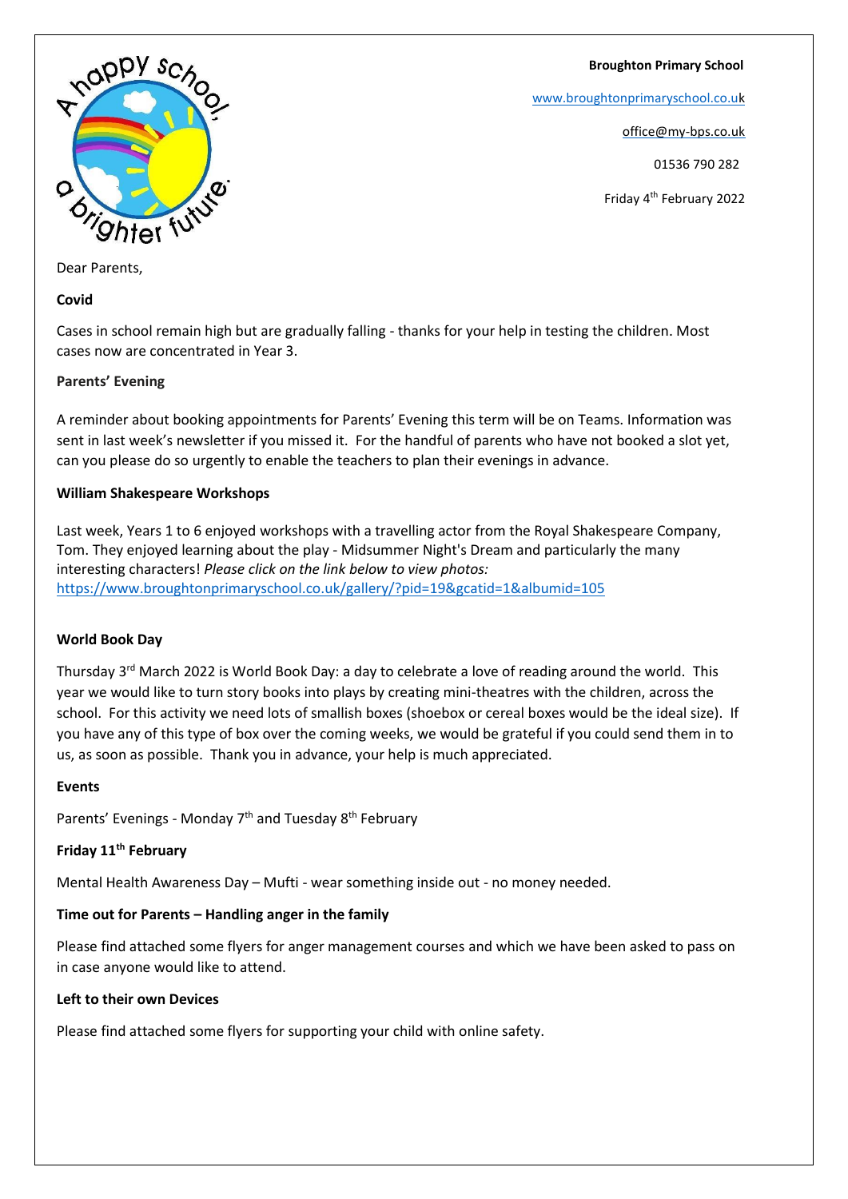**Broughton Primary School**

www.broughtonprimaryschool.co.uk

office@my-bps.co.uk

01536 790 282

Friday 4th February 2022

Dear Parents,

**Covid**

Cases in school remain high but are gradually falling - thanks for your help in testing the children. Most cases now are concentrated in Year 3.

**Parents' Evening**

A reminder about booking appointments for Parents' Evening this term will be on Teams. Information was sent in last week's newsletter if you missed it. For the handful of parents who have not booked a slot yet, can you please do so urgently to enable the teachers to plan their evenings in advance.

**William Shakespeare Workshops**

Last week, Years 1 to 6 enjoyed workshops with a travelling actor from the Royal Shakespeare Company, Tom. They enjoyed learning about the play - Midsummer Night's Dream and particularly the many interesting characters! *Please click on the link below to view photos:*
https://www.broughtonprimaryschool.co.uk/gallery/?pid=19&gcatid=1&albumid=105

**World Book Day**

Thursday 3rd March 2022 is World Book Day: a day to celebrate a love of reading around the world. This year we would like to turn story books into plays by creating mini-theatres with the children, across the school. For this activity we need lots of smallish boxes (shoebox or cereal boxes would be the ideal size). If you have any of this type of box over the coming weeks, we would be grateful if you could send them in to us, as soon as possible. Thank you in advance, your help is much appreciated.

**Events**

Parents' Evenings - Monday 7th and Tuesday 8th February

**Friday 11th February**

Mental Health Awareness Day – Mufti - wear something inside out - no money needed.

**Time out for Parents – Handling anger in the family**

Please find attached some flyers for anger management courses and which we have been asked to pass on in case anyone would like to attend.

**Left to their own Devices**

Please find attached some flyers for supporting your child with online safety.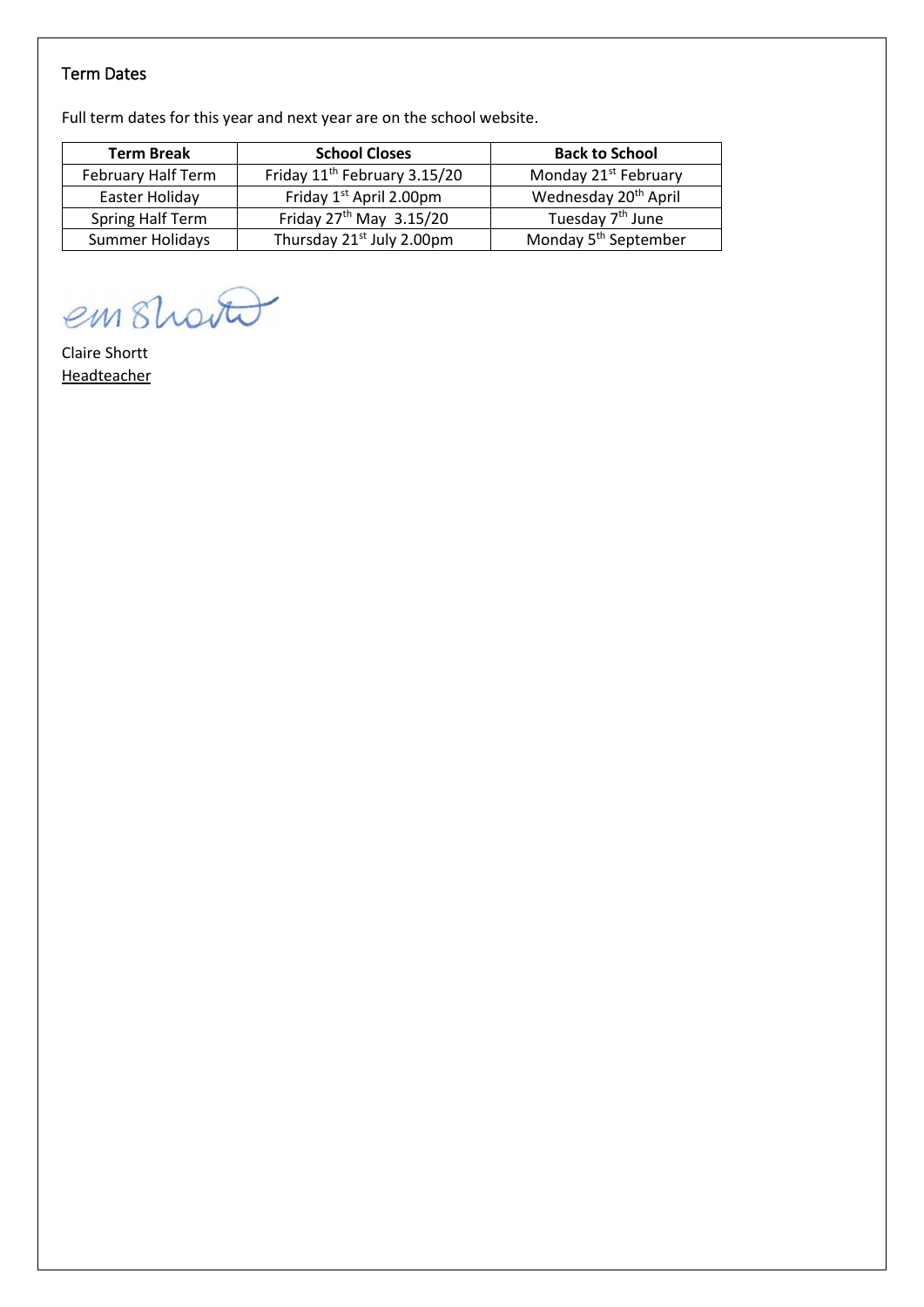## Term Dates

Full term dates for this year and next year are on the school website.

| Term Break | School Closes | Back to School |
| --- | --- | --- |
| February Half Term | Friday 11th February 3.15/20 | Monday 21st February |
| Easter Holiday | Friday 1st April 2.00pm | Wednesday 20th April |
| Spring Half Term | Friday 27th May 3.15/20 | Tuesday 7th June |
| Summer Holidays | Thursday 21st July 2.00pm | Monday 5th September |

Claire Shortt
Headteacher